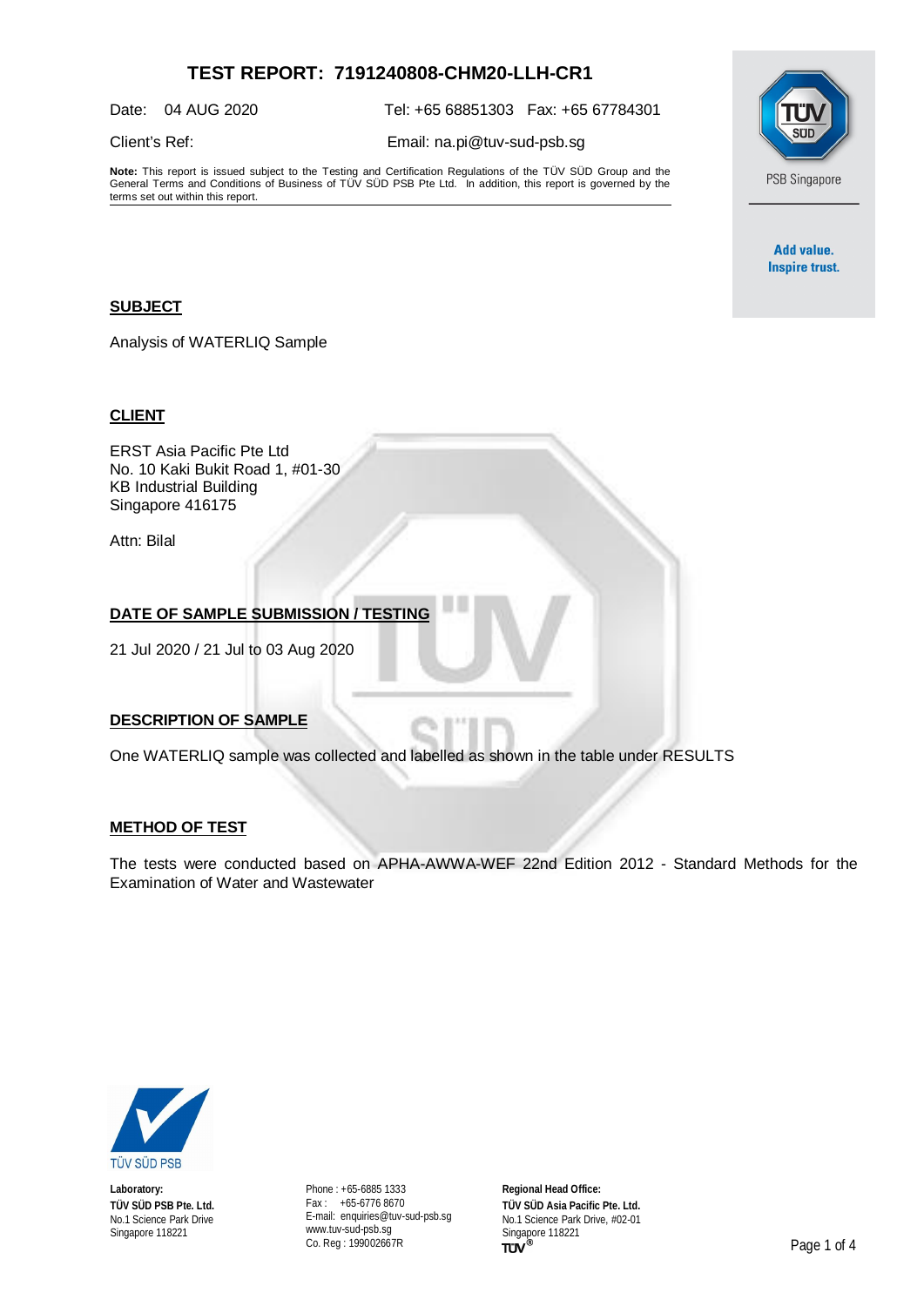# TEST REPORT: 7191240808-CHM20-LLH-CR1

Date: 04 AUG 2020

Tel: +65 68851303 Fax: +65 67784301

Client's Ref:

Email: na.pi@tuv-sud-psb.sg

**Note:** This report is issued subject to the Testing and Certification Regulations of the TÜV SÜD Group and the General Terms and Conditions of Business of TÜV SÜD PSB Pte Ltd. In addition, this report is governed by the terms set out within this report.

PSB Singapore

**Add value. Inspire trust.**

## SUBJECT

Analysis of WATERLIQ Sample

## CLIENT

ERST Asia Pacific Pte Ltd
No. 10 Kaki Bukit Road 1, #01-30
KB Industrial Building
Singapore 416175

Attn: Bilal

## DATE OF SAMPLE SUBMISSION / TESTING

21 Jul 2020 / 21 Jul to 03 Aug 2020

## DESCRIPTION OF SAMPLE

One WATERLIQ sample was collected and labelled as shown in the table under RESULTS

## METHOD OF TEST

The tests were conducted based on APHA-AWWA-WEF 22nd Edition 2012 - Standard Methods for the Examination of Water and Wastewater

TÜV SÜD PSB

**Laboratory:**
**TÜV SÜD PSB Pte. Ltd.**
No.1 Science Park Drive
Singapore 118221

Phone : +65-6885 1333
Fax : +65-6776 8670
E-mail: enquiries@tuv-sud-psb.sg
www.tuv-sud-psb.sg
Co. Reg : 199002667R

**Regional Head Office:**
**TÜV SÜD Asia Pacific Pte. Ltd.**
No.1 Science Park Drive, #02-01
Singapore 118221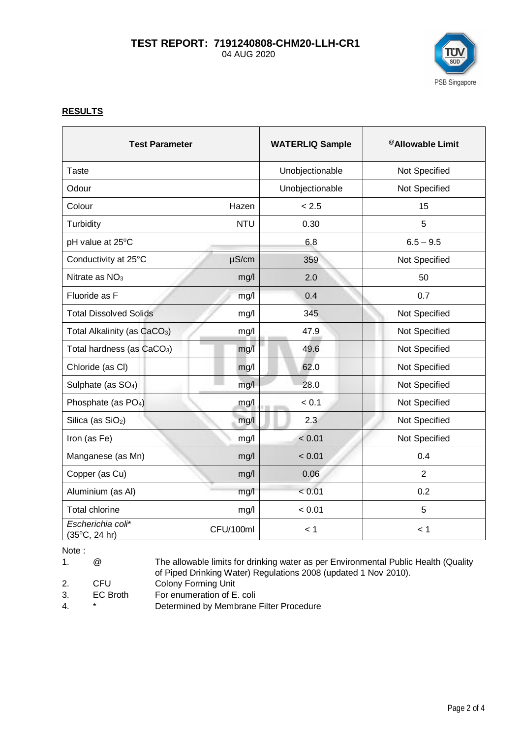**TEST REPORT: 7191240808-CHM20-LLH-CR1**
04 AUG 2020

## RESULTS

| Test Parameter | | WATERLIQ Sample | @Allowable Limit |
|---|---|---|---|
| Taste | | Unobjectionable | Not Specified |
| Odour | | Unobjectionable | Not Specified |
| Colour | Hazen | < 2.5 | 15 |
| Turbidity | NTU | 0.30 | 5 |
| pH value at 25°C | | 6.8 | 6.5 – 9.5 |
| Conductivity at 25°C | µS/cm | 359 | Not Specified |
| Nitrate as $NO_3$ | mg/l | 2.0 | 50 |
| Fluoride as F | mg/l | 0.4 | 0.7 |
| Total Dissolved Solids | mg/l | 345 | Not Specified |
| Total Alkalinity (as $CaCO_3$) | mg/l | 47.9 | Not Specified |
| Total hardness (as $CaCO_3$) | mg/l | 49.6 | Not Specified |
| Chloride (as Cl) | mg/l | 62.0 | Not Specified |
| Sulphate (as $SO_4$) | mg/l | 28.0 | Not Specified |
| Phosphate (as $PO_4$) | mg/l | < 0.1 | Not Specified |
| Silica (as $SiO_2$) | mg/l | 2.3 | Not Specified |
| Iron (as Fe) | mg/l | < 0.01 | Not Specified |
| Manganese (as Mn) | mg/l | < 0.01 | 0.4 |
| Copper (as Cu) | mg/l | 0.06 | 2 |
| Aluminium (as Al) | mg/l | < 0.01 | 0.2 |
| Total chlorine | mg/l | < 0.01 | 5 |
| *Escherichia coli** (35°C, 24 hr) | CFU/100ml | < 1 | < 1 |

Note :

1. @ The allowable limits for drinking water as per Environmental Public Health (Quality of Piped Drinking Water) Regulations 2008 (updated 1 Nov 2010).
2. CFU Colony Forming Unit
3. EC Broth For enumeration of E. coli
4. * Determined by Membrane Filter Procedure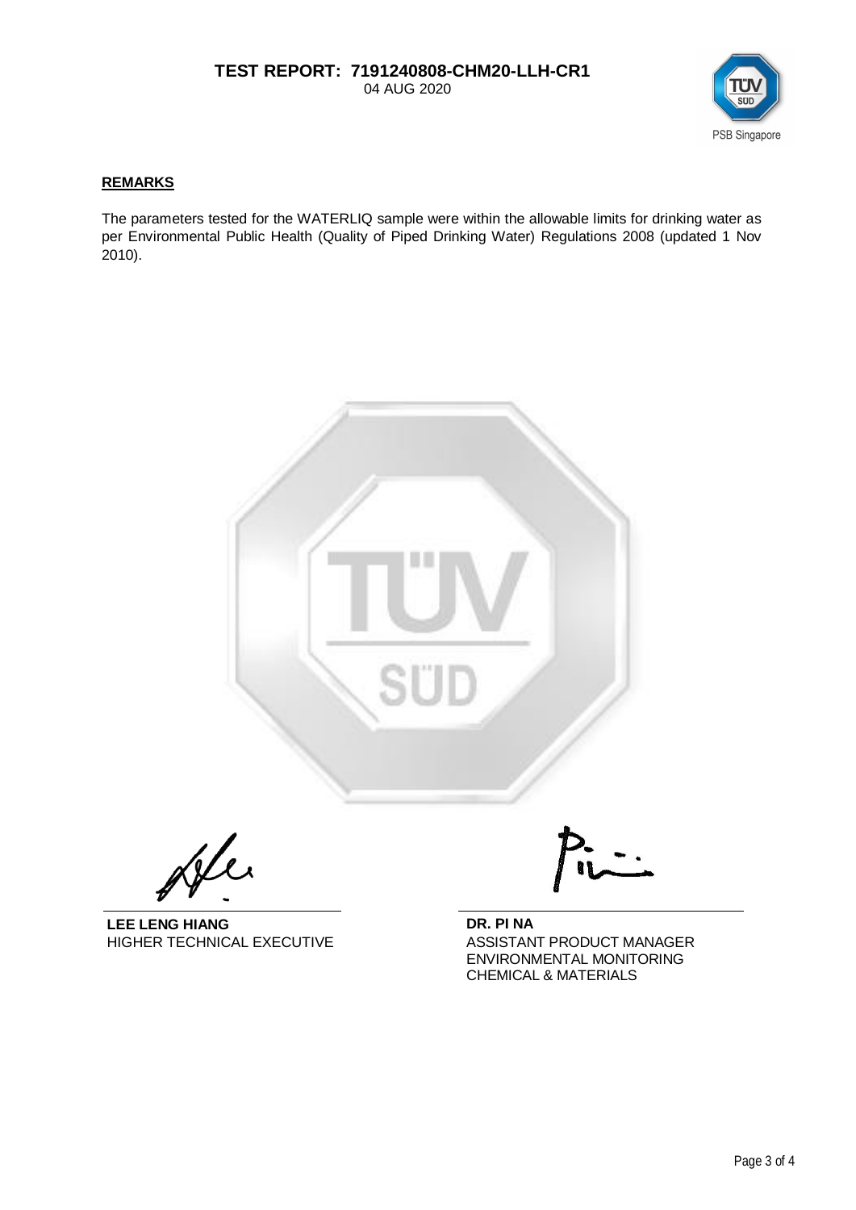**TEST REPORT: 7191240808-CHM20-LLH-CR1**
04 AUG 2020

## REMARKS

The parameters tested for the WATERLIQ sample were within the allowable limits for drinking water as per Environmental Public Health (Quality of Piped Drinking Water) Regulations 2008 (updated 1 Nov 2010).

**LEE LENG HIANG**
HIGHER TECHNICAL EXECUTIVE

**DR. PI NA**
ASSISTANT PRODUCT MANAGER
ENVIRONMENTAL MONITORING
CHEMICAL & MATERIALS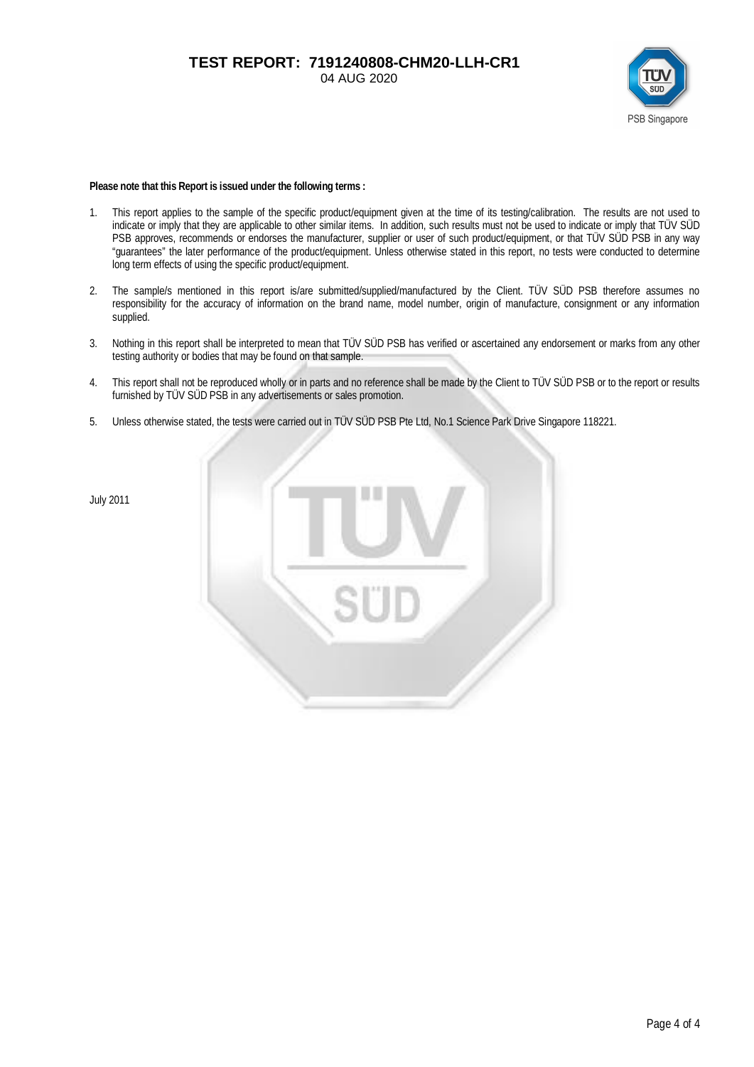**Please note that this Report is issued under the following terms :**

1. This report applies to the sample of the specific product/equipment given at the time of its testing/calibration. The results are not used to indicate or imply that they are applicable to other similar items. In addition, such results must not be used to indicate or imply that TÜV SÜD PSB approves, recommends or endorses the manufacturer, supplier or user of such product/equipment, or that TÜV SÜD PSB in any way "guarantees" the later performance of the product/equipment. Unless otherwise stated in this report, no tests were conducted to determine long term effects of using the specific product/equipment.

2. The sample/s mentioned in this report is/are submitted/supplied/manufactured by the Client. TÜV SÜD PSB therefore assumes no responsibility for the accuracy of information on the brand name, model number, origin of manufacture, consignment or any information supplied.

3. Nothing in this report shall be interpreted to mean that TÜV SÜD PSB has verified or ascertained any endorsement or marks from any other testing authority or bodies that may be found on that sample.

4. This report shall not be reproduced wholly or in parts and no reference shall be made by the Client to TÜV SÜD PSB or to the report or results furnished by TÜV SÜD PSB in any advertisements or sales promotion.

5. Unless otherwise stated, the tests were carried out in TÜV SÜD PSB Pte Ltd, No.1 Science Park Drive Singapore 118221.

July 2011